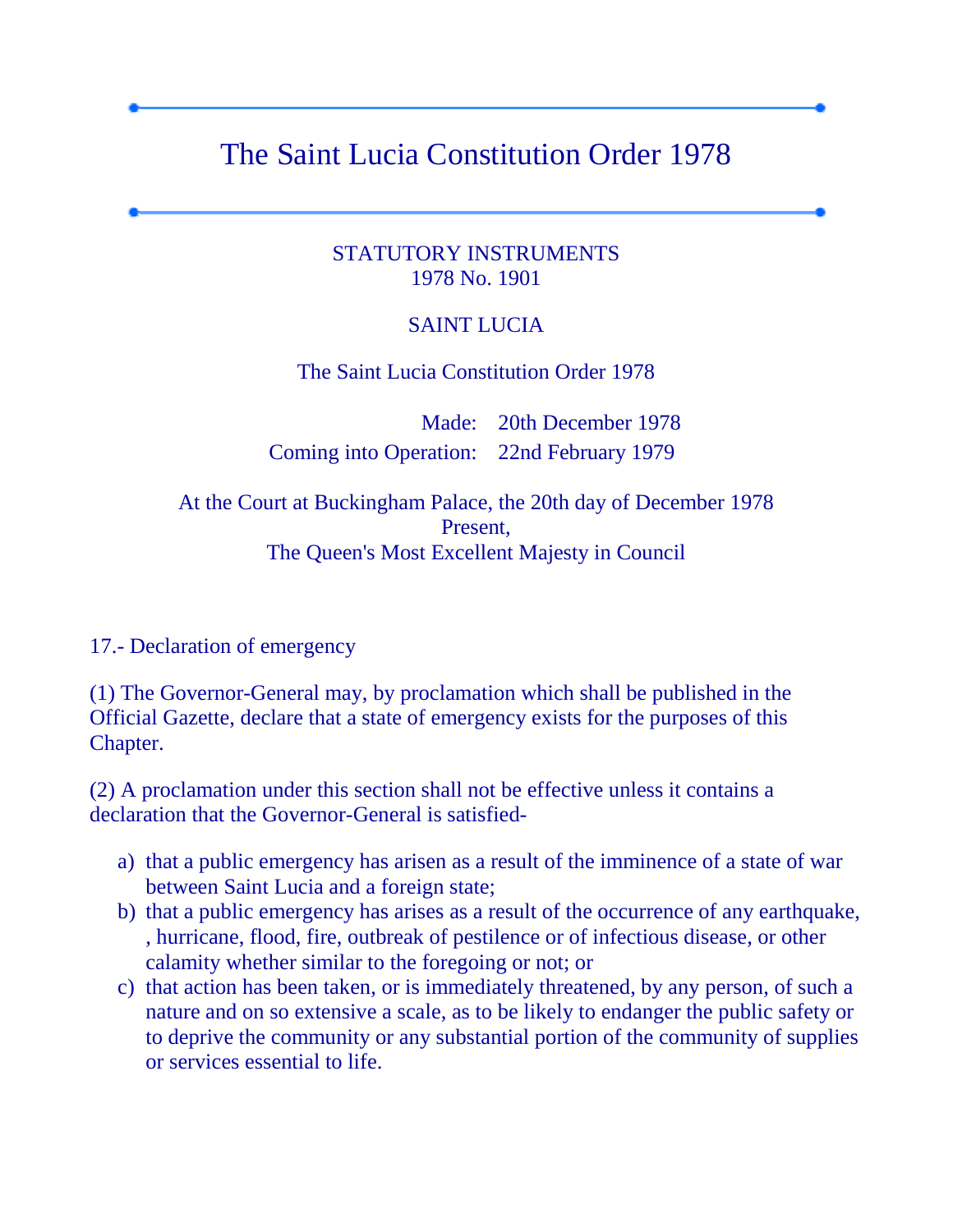# The Saint Lucia Constitution Order 1978

STATUTORY INSTRUMENTS
1978 No. 1901

SAINT LUCIA

The Saint Lucia Constitution Order 1978

| | |
|---|---|
| Made: | 20th December 1978 |
| Coming into Operation: | 22nd February 1979 |

At the Court at Buckingham Palace, the 20th day of December 1978
Present,
The Queen's Most Excellent Majesty in Council

17.- Declaration of emergency

(1) The Governor-General may, by proclamation which shall be published in the Official Gazette, declare that a state of emergency exists for the purposes of this Chapter.

(2) A proclamation under this section shall not be effective unless it contains a declaration that the Governor-General is satisfied-

a) that a public emergency has arisen as a result of the imminence of a state of war between Saint Lucia and a foreign state;
b) that a public emergency has arises as a result of the occurrence of any earthquake, , hurricane, flood, fire, outbreak of pestilence or of infectious disease, or other calamity whether similar to the foregoing or not; or
c) that action has been taken, or is immediately threatened, by any person, of such a nature and on so extensive a scale, as to be likely to endanger the public safety or to deprive the community or any substantial portion of the community of supplies or services essential to life.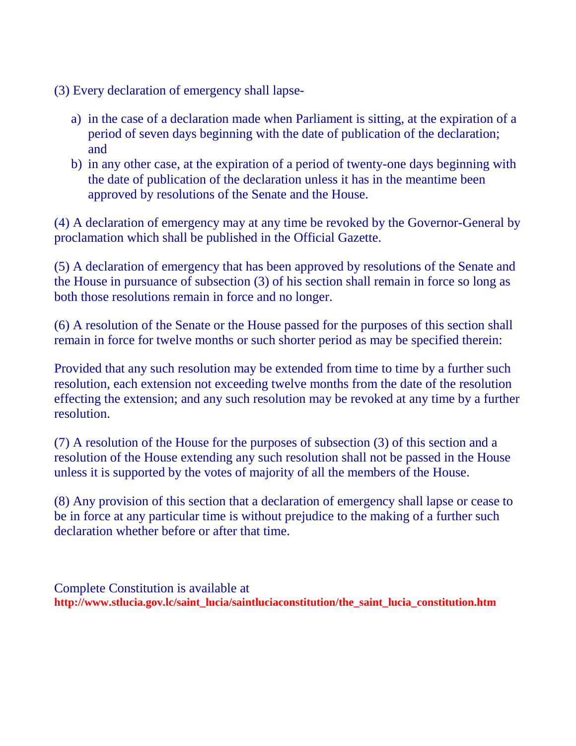(3) Every declaration of emergency shall lapse-

a) in the case of a declaration made when Parliament is sitting, at the expiration of a period of seven days beginning with the date of publication of the declaration; and
b) in any other case, at the expiration of a period of twenty-one days beginning with the date of publication of the declaration unless it has in the meantime been approved by resolutions of the Senate and the House.

(4) A declaration of emergency may at any time be revoked by the Governor-General by proclamation which shall be published in the Official Gazette.

(5) A declaration of emergency that has been approved by resolutions of the Senate and the House in pursuance of subsection (3) of his section shall remain in force so long as both those resolutions remain in force and no longer.

(6) A resolution of the Senate or the House passed for the purposes of this section shall remain in force for twelve months or such shorter period as may be specified therein:

Provided that any such resolution may be extended from time to time by a further such resolution, each extension not exceeding twelve months from the date of the resolution effecting the extension; and any such resolution may be revoked at any time by a further resolution.

(7) A resolution of the House for the purposes of subsection (3) of this section and a resolution of the House extending any such resolution shall not be passed in the House unless it is supported by the votes of majority of all the members of the House.

(8) Any provision of this section that a declaration of emergency shall lapse or cease to be in force at any particular time is without prejudice to the making of a further such declaration whether before or after that time.

Complete Constitution is available at
**http://www.stlucia.gov.lc/saint_lucia/saintluciaconstitution/the_saint_lucia_constitution.htm**